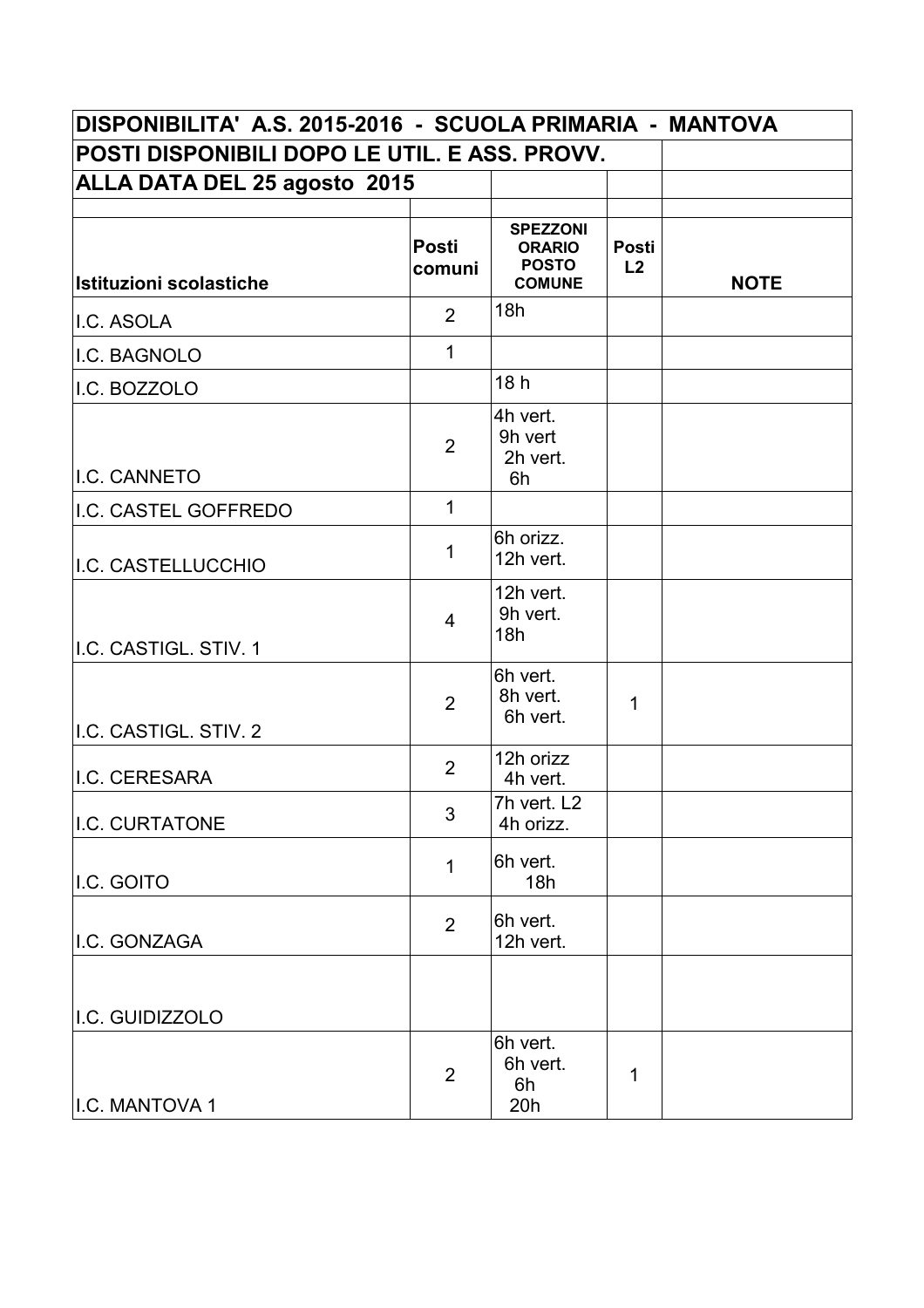| DISPONIBILITA' A.S. 2015-2016 - SCUOLA PRIMARIA - MANTOVA | | | | |
|---|---|---|---|---|
| POSTI DISPONIBILI DOPO LE UTIL. E ASS. PROVV. | | | | |
| ALLA DATA DEL 25 agosto 2015 | | | | |
| | | | | |
| **Istituzioni scolastiche** | **Posti comuni** | **SPEZZONI ORARIO POSTO COMUNE** | **Posti L2** | **NOTE** |
| I.C. ASOLA | 2 | 18h | | |
| I.C. BAGNOLO | 1 | | | |
| I.C. BOZZOLO | | 18 h | | |
| I.C. CANNETO | 2 | 4h vert.<br>9h vert<br>2h vert.<br>6h | | |
| I.C. CASTEL GOFFREDO | 1 | | | |
| I.C. CASTELLUCCHIO | 1 | 6h orizz.<br>12h vert. | | |
| I.C. CASTIGL. STIV. 1 | 4 | 12h vert.<br>9h vert.<br>18h | | |
| I.C. CASTIGL. STIV. 2 | 2 | 6h vert.<br>8h vert.<br>6h vert. | 1 | |
| I.C. CERESARA | 2 | 12h orizz<br>4h vert. | | |
| I.C. CURTATONE | 3 | 7h vert. L2<br>4h orizz. | | |
| I.C. GOITO | 1 | 6h vert.<br>18h | | |
| I.C. GONZAGA | 2 | 6h vert.<br>12h vert. | | |
| I.C. GUIDIZZOLO | | | | |
| I.C. MANTOVA 1 | 2 | 6h vert.<br>6h vert.<br>6h<br>20h | 1 | |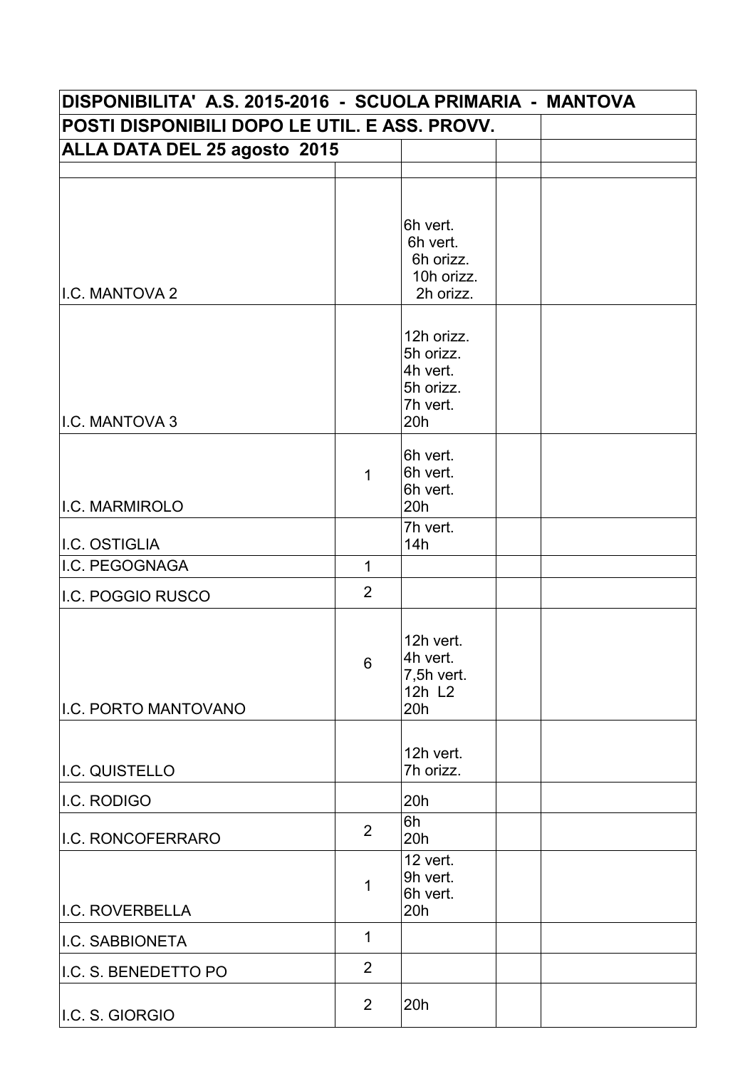| DISPONIBILITA' A.S. 2015-2016 - SCUOLA PRIMARIA - MANTOVA | | | | |
|---|---|---|---|---|
| POSTI DISPONIBILI DOPO LE UTIL. E ASS. PROVV. | | | | |
| ALLA DATA DEL 25 agosto 2015 | | | | |
| | | | | |
| I.C. MANTOVA 2 | | 6h vert.<br>6h vert.<br>6h orizz.<br>10h orizz.<br>2h orizz. | | |
| I.C. MANTOVA 3 | | 12h orizz.<br>5h orizz.<br>4h vert.<br>5h orizz.<br>7h vert.<br>20h | | |
| I.C. MARMIROLO | 1 | 6h vert.<br>6h vert.<br>6h vert.<br>20h | | |
| I.C. OSTIGLIA | | 7h vert.<br>14h | | |
| I.C. PEGOGNAGA | 1 | | | |
| I.C. POGGIO RUSCO | 2 | | | |
| I.C. PORTO MANTOVANO | 6 | 12h vert.<br>4h vert.<br>7,5h vert.<br>12h L2<br>20h | | |
| I.C. QUISTELLO | | 12h vert.<br>7h orizz. | | |
| I.C. RODIGO | | 20h | | |
| I.C. RONCOFERRARO | 2 | 6h<br>20h | | |
| I.C. ROVERBELLA | 1 | 12 vert.<br>9h vert.<br>6h vert.<br>20h | | |
| I.C. SABBIONETA | 1 | | | |
| I.C. S. BENEDETTO PO | 2 | | | |
| I.C. S. GIORGIO | 2 | 20h | | |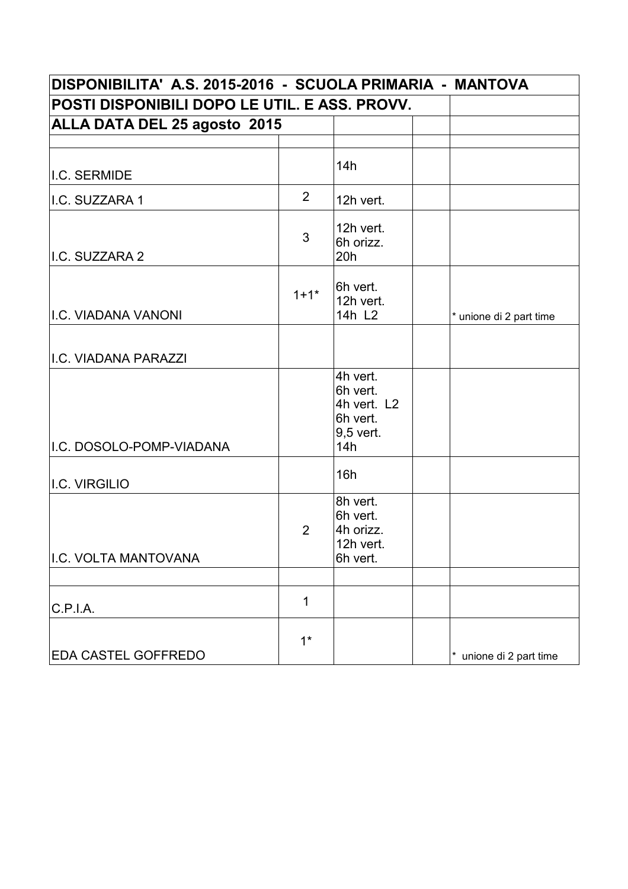| | | | | |
|---|---|---|---|---|
| **DISPONIBILITA' A.S. 2015-2016 - SCUOLA PRIMARIA - MANTOVA** | | | | |
| **POSTI DISPONIBILI DOPO LE UTIL. E ASS. PROVV.** | | | | |
| **ALLA DATA DEL 25 agosto 2015** | | | | |
| | | | | |
| I.C. SERMIDE | | 14h | | |
| I.C. SUZZARA 1 | 2 | 12h vert. | | |
| I.C. SUZZARA 2 | 3 | 12h vert.<br>6h orizz.<br>20h | | |
| I.C. VIADANA VANONI | 1+1* | 6h vert.<br>12h vert.<br>14h L2 | | * unione di 2 part time |
| I.C. VIADANA PARAZZI | | | | |
| I.C. DOSOLO-POMP-VIADANA | | 4h vert.<br>6h vert.<br>4h vert. L2<br>6h vert.<br>9,5 vert.<br>14h | | |
| I.C. VIRGILIO | | 16h | | |
| I.C. VOLTA MANTOVANA | 2 | 8h vert.<br>6h vert.<br>4h orizz.<br>12h vert.<br>6h vert. | | |
| | | | | |
| C.P.I.A. | 1 | | | |
| EDA CASTEL GOFFREDO | 1* | | | * unione di 2 part time |